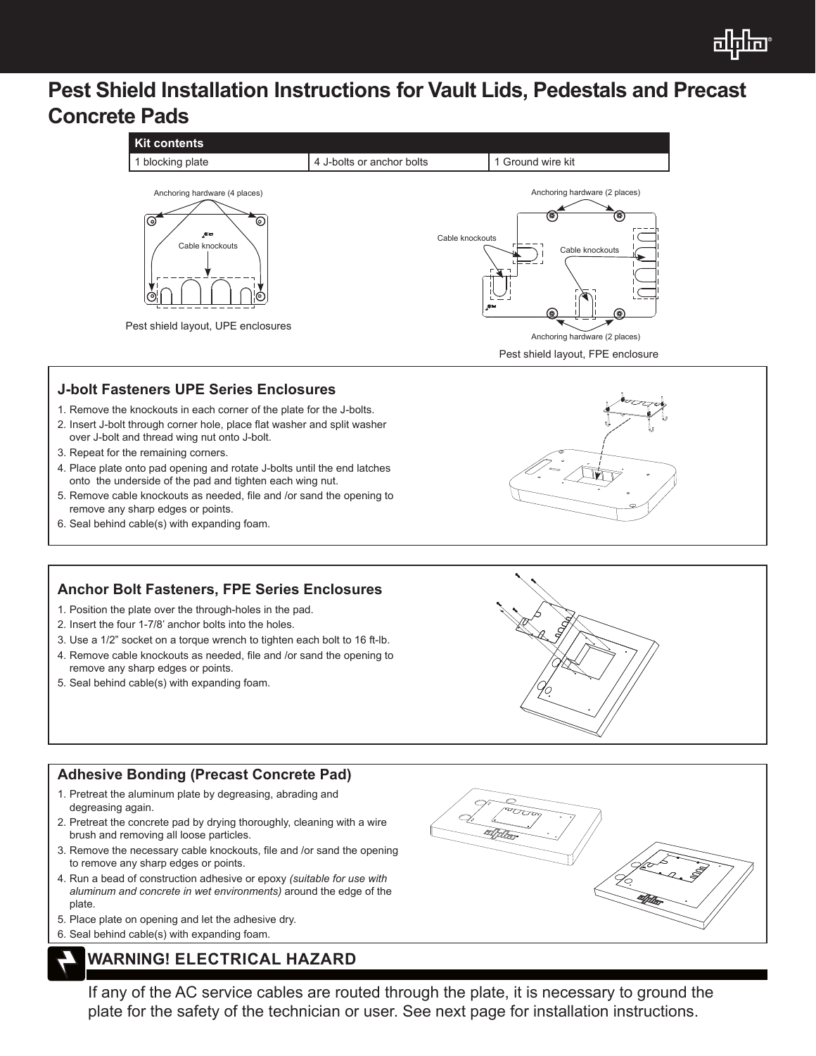# Pest Shield Installation Instructions for Vault Lids, Pedestals and Precast Concrete Pads

| Kit contents | | |
|---|---|---|
| 1 blocking plate | 4 J-bolts or anchor bolts | 1 Ground wire kit |

Anchoring hardware (4 places)

Cable knockouts

Pest shield layout, UPE enclosures

Anchoring hardware (2 places)

Cable knockouts

Cable knockouts

Anchoring hardware (2 places)

Pest shield layout, FPE enclosure

## J-bolt Fasteners UPE Series Enclosures

1. Remove the knockouts in each corner of the plate for the J-bolts.
2. Insert J-bolt through corner hole, place flat washer and split washer over J-bolt and thread wing nut onto J-bolt.
3. Repeat for the remaining corners.
4. Place plate onto pad opening and rotate J-bolts until the end latches onto the underside of the pad and tighten each wing nut.
5. Remove cable knockouts as needed, file and /or sand the opening to remove any sharp edges or points.
6. Seal behind cable(s) with expanding foam.

## Anchor Bolt Fasteners, FPE Series Enclosures

1. Position the plate over the through-holes in the pad.
2. Insert the four 1-7/8' anchor bolts into the holes.
3. Use a 1/2" socket on a torque wrench to tighten each bolt to 16 ft-lb.
4. Remove cable knockouts as needed, file and /or sand the opening to remove any sharp edges or points.
5. Seal behind cable(s) with expanding foam.

## Adhesive Bonding (Precast Concrete Pad)

1. Pretreat the aluminum plate by degreasing, abrading and degreasing again.
2. Pretreat the concrete pad by drying thoroughly, cleaning with a wire brush and removing all loose particles.
3. Remove the necessary cable knockouts, file and /or sand the opening to remove any sharp edges or points.
4. Run a bead of construction adhesive or epoxy *(suitable for use with aluminum and concrete in wet environments)* around the edge of the plate.
5. Place plate on opening and let the adhesive dry.
6. Seal behind cable(s) with expanding foam.

## WARNING! ELECTRICAL HAZARD

If any of the AC service cables are routed through the plate, it is necessary to ground the plate for the safety of the technician or user. See next page for installation instructions.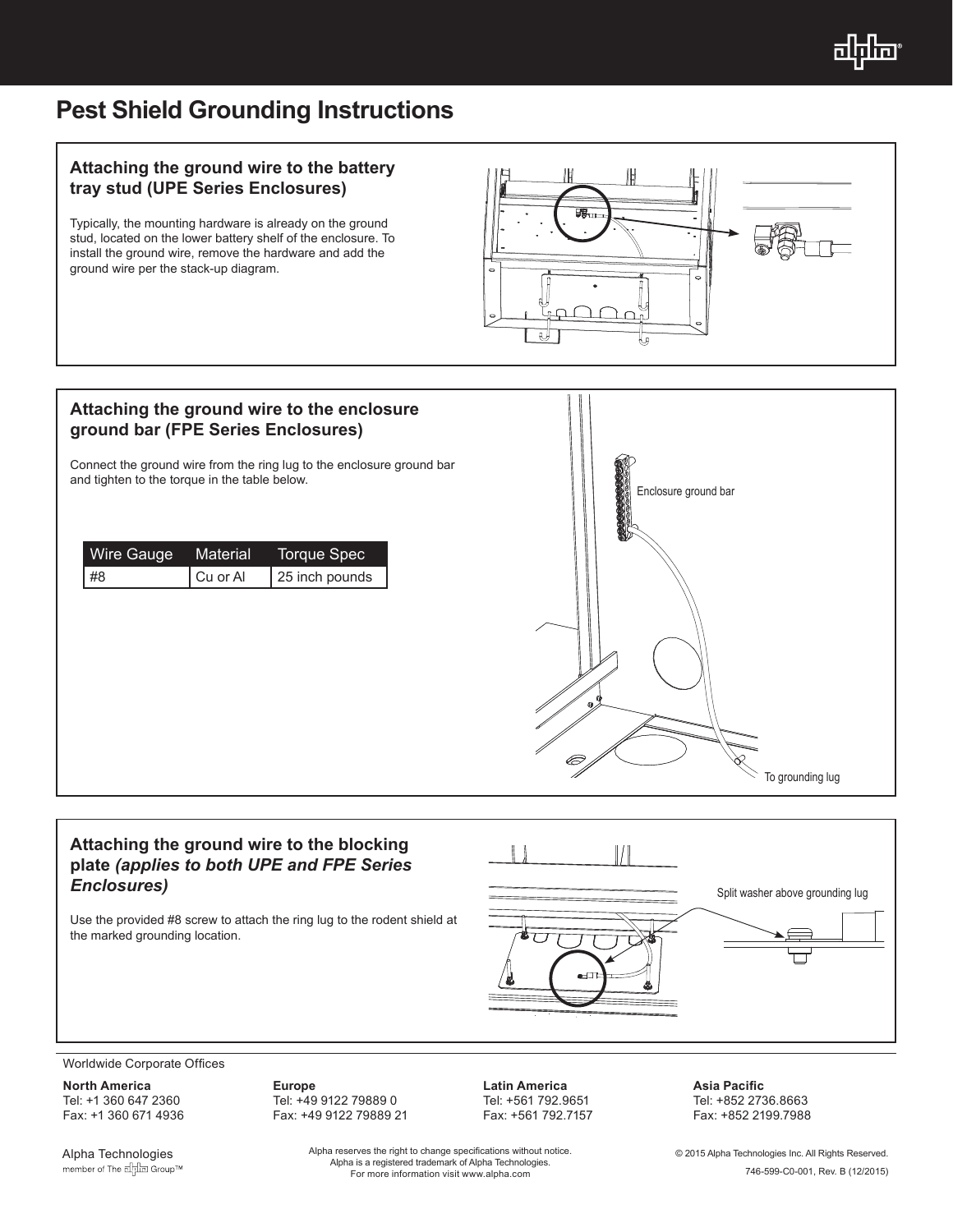# Pest Shield Grounding Instructions

## Attaching the ground wire to the battery tray stud (UPE Series Enclosures)

Typically, the mounting hardware is already on the ground stud, located on the lower battery shelf of the enclosure. To install the ground wire, remove the hardware and add the ground wire per the stack-up diagram.

## Attaching the ground wire to the enclosure ground bar (FPE Series Enclosures)

Connect the ground wire from the ring lug to the enclosure ground bar and tighten to the torque in the table below.

| Wire Gauge | Material | Torque Spec |
|---|---|---|
| #8 | Cu or Al | 25 inch pounds |

Enclosure ground bar

To grounding lug

## Attaching the ground wire to the blocking plate *(applies to both UPE and FPE Series Enclosures)*

Use the provided #8 screw to attach the ring lug to the rodent shield at the marked grounding location.

Split washer above grounding lug

Worldwide Corporate Offices

**North America**
Tel: +1 360 647 2360
Fax: +1 360 671 4936

**Europe**
Tel: +49 9122 79889 0
Fax: +49 9122 79889 21

**Latin America**
Tel: +561 792.9651
Fax: +561 792.7157

**Asia Pacific**
Tel: +852 2736.8663
Fax: +852 2199.7988

Alpha Technologies
member of The Alpha Group™

Alpha reserves the right to change specifications without notice.
Alpha is a registered trademark of Alpha Technologies.
For more information visit www.alpha.com

© 2015 Alpha Technologies Inc. All Rights Reserved.

746-599-C0-001, Rev. B (12/2015)